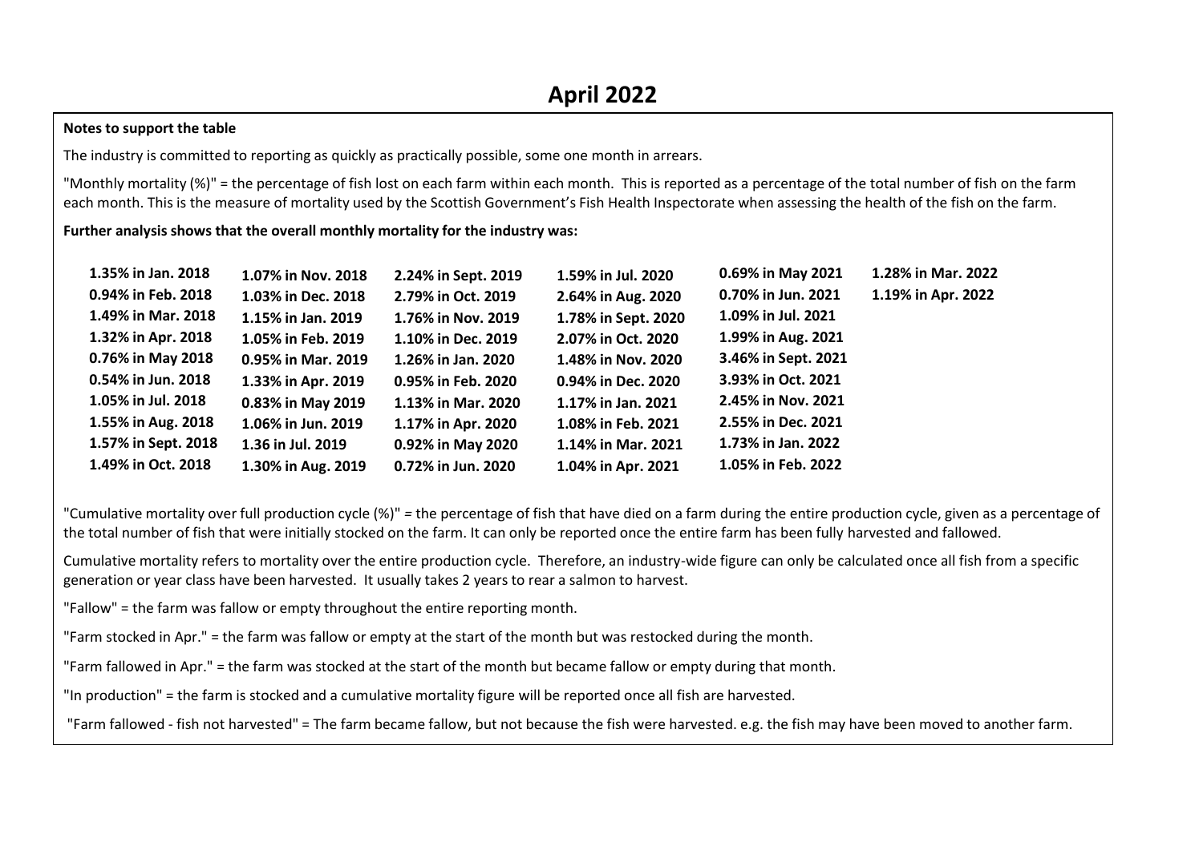# April 2022

**Notes to support the table**

The industry is committed to reporting as quickly as practically possible, some one month in arrears.

"Monthly mortality (%)" = the percentage of fish lost on each farm within each month. This is reported as a percentage of the total number of fish on the farm each month. This is the measure of mortality used by the Scottish Government's Fish Health Inspectorate when assessing the health of the fish on the farm.

**Further analysis shows that the overall monthly mortality for the industry was:**

| | | | | | |
|---|---|---|---|---|---|
| **1.35% in Jan. 2018** | **1.07% in Nov. 2018** | **2.24% in Sept. 2019** | **1.59% in Jul. 2020** | **0.69% in May 2021** | **1.28% in Mar. 2022** |
| **0.94% in Feb. 2018** | **1.03% in Dec. 2018** | **2.79% in Oct. 2019** | **2.64% in Aug. 2020** | **0.70% in Jun. 2021** | **1.19% in Apr. 2022** |
| **1.49% in Mar. 2018** | **1.15% in Jan. 2019** | **1.76% in Nov. 2019** | **1.78% in Sept. 2020** | **1.09% in Jul. 2021** | |
| **1.32% in Apr. 2018** | **1.05% in Feb. 2019** | **1.10% in Dec. 2019** | **2.07% in Oct. 2020** | **1.99% in Aug. 2021** | |
| **0.76% in May 2018** | **0.95% in Mar. 2019** | **1.26% in Jan. 2020** | **1.48% in Nov. 2020** | **3.46% in Sept. 2021** | |
| **0.54% in Jun. 2018** | **1.33% in Apr. 2019** | **0.95% in Feb. 2020** | **0.94% in Dec. 2020** | **3.93% in Oct. 2021** | |
| **1.05% in Jul. 2018** | **0.83% in May 2019** | **1.13% in Mar. 2020** | **1.17% in Jan. 2021** | **2.45% in Nov. 2021** | |
| **1.55% in Aug. 2018** | **1.06% in Jun. 2019** | **1.17% in Apr. 2020** | **1.08% in Feb. 2021** | **2.55% in Dec. 2021** | |
| **1.57% in Sept. 2018** | **1.36 in Jul. 2019** | **0.92% in May 2020** | **1.14% in Mar. 2021** | **1.73% in Jan. 2022** | |
| **1.49% in Oct. 2018** | **1.30% in Aug. 2019** | **0.72% in Jun. 2020** | **1.04% in Apr. 2021** | **1.05% in Feb. 2022** | |

"Cumulative mortality over full production cycle (%)" = the percentage of fish that have died on a farm during the entire production cycle, given as a percentage of the total number of fish that were initially stocked on the farm. It can only be reported once the entire farm has been fully harvested and fallowed.

Cumulative mortality refers to mortality over the entire production cycle. Therefore, an industry-wide figure can only be calculated once all fish from a specific generation or year class have been harvested. It usually takes 2 years to rear a salmon to harvest.

"Fallow" = the farm was fallow or empty throughout the entire reporting month.

"Farm stocked in Apr." = the farm was fallow or empty at the start of the month but was restocked during the month.

"Farm fallowed in Apr." = the farm was stocked at the start of the month but became fallow or empty during that month.

"In production" = the farm is stocked and a cumulative mortality figure will be reported once all fish are harvested.

"Farm fallowed - fish not harvested" = The farm became fallow, but not because the fish were harvested. e.g. the fish may have been moved to another farm.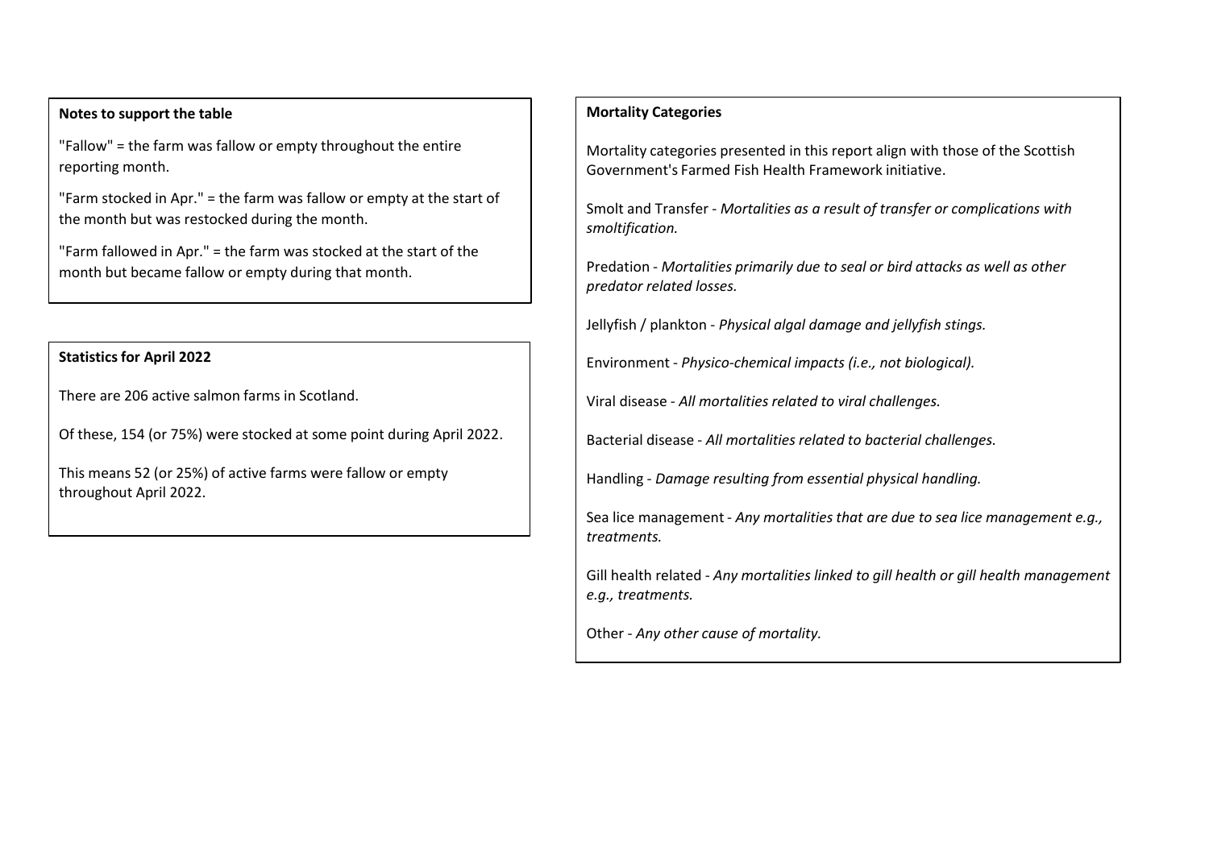**Notes to support the table**

"Fallow" = the farm was fallow or empty throughout the entire reporting month.

"Farm stocked in Apr." = the farm was fallow or empty at the start of the month but was restocked during the month.

"Farm fallowed in Apr." = the farm was stocked at the start of the month but became fallow or empty during that month.

**Statistics for April 2022**

There are 206 active salmon farms in Scotland.

Of these, 154 (or 75%) were stocked at some point during April 2022.

This means 52 (or 25%) of active farms were fallow or empty throughout April 2022.

**Mortality Categories**

Mortality categories presented in this report align with those of the Scottish Government's Farmed Fish Health Framework initiative.

Smolt and Transfer - *Mortalities as a result of transfer or complications with smoltification.*

Predation - *Mortalities primarily due to seal or bird attacks as well as other predator related losses.*

Jellyfish / plankton - *Physical algal damage and jellyfish stings.*

Environment - *Physico-chemical impacts (i.e., not biological).*

Viral disease - *All mortalities related to viral challenges.*

Bacterial disease - *All mortalities related to bacterial challenges.*

Handling - *Damage resulting from essential physical handling.*

Sea lice management - *Any mortalities that are due to sea lice management e.g., treatments.*

Gill health related - *Any mortalities linked to gill health or gill health management e.g., treatments.*

Other - *Any other cause of mortality.*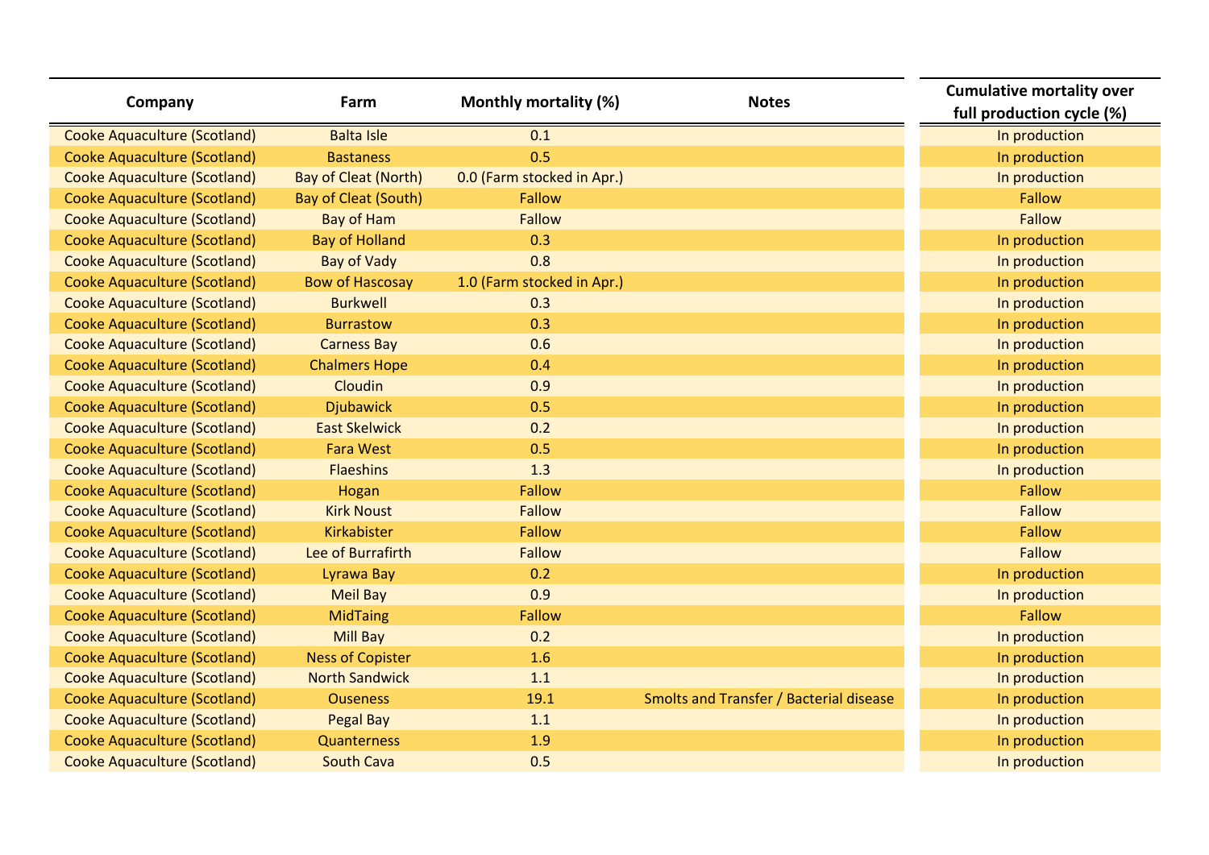| Company | Farm | Monthly mortality (%) | Notes | Cumulative mortality over full production cycle (%) |
|---|---|---|---|---|
| Cooke Aquaculture (Scotland) | Balta Isle | 0.1 | | In production |
| Cooke Aquaculture (Scotland) | Bastaness | 0.5 | | In production |
| Cooke Aquaculture (Scotland) | Bay of Cleat (North) | 0.0 (Farm stocked in Apr.) | | In production |
| Cooke Aquaculture (Scotland) | Bay of Cleat (South) | Fallow | | Fallow |
| Cooke Aquaculture (Scotland) | Bay of Ham | Fallow | | Fallow |
| Cooke Aquaculture (Scotland) | Bay of Holland | 0.3 | | In production |
| Cooke Aquaculture (Scotland) | Bay of Vady | 0.8 | | In production |
| Cooke Aquaculture (Scotland) | Bow of Hascosay | 1.0 (Farm stocked in Apr.) | | In production |
| Cooke Aquaculture (Scotland) | Burkwell | 0.3 | | In production |
| Cooke Aquaculture (Scotland) | Burrastow | 0.3 | | In production |
| Cooke Aquaculture (Scotland) | Carness Bay | 0.6 | | In production |
| Cooke Aquaculture (Scotland) | Chalmers Hope | 0.4 | | In production |
| Cooke Aquaculture (Scotland) | Cloudin | 0.9 | | In production |
| Cooke Aquaculture (Scotland) | Djubawick | 0.5 | | In production |
| Cooke Aquaculture (Scotland) | East Skelwick | 0.2 | | In production |
| Cooke Aquaculture (Scotland) | Fara West | 0.5 | | In production |
| Cooke Aquaculture (Scotland) | Flaeshins | 1.3 | | In production |
| Cooke Aquaculture (Scotland) | Hogan | Fallow | | Fallow |
| Cooke Aquaculture (Scotland) | Kirk Noust | Fallow | | Fallow |
| Cooke Aquaculture (Scotland) | Kirkabister | Fallow | | Fallow |
| Cooke Aquaculture (Scotland) | Lee of Burrafirth | Fallow | | Fallow |
| Cooke Aquaculture (Scotland) | Lyrawa Bay | 0.2 | | In production |
| Cooke Aquaculture (Scotland) | Meil Bay | 0.9 | | In production |
| Cooke Aquaculture (Scotland) | MidTaing | Fallow | | Fallow |
| Cooke Aquaculture (Scotland) | Mill Bay | 0.2 | | In production |
| Cooke Aquaculture (Scotland) | Ness of Copister | 1.6 | | In production |
| Cooke Aquaculture (Scotland) | North Sandwick | 1.1 | | In production |
| Cooke Aquaculture (Scotland) | Ouseness | 19.1 | Smolts and Transfer / Bacterial disease | In production |
| Cooke Aquaculture (Scotland) | Pegal Bay | 1.1 | | In production |
| Cooke Aquaculture (Scotland) | Quanterness | 1.9 | | In production |
| Cooke Aquaculture (Scotland) | South Cava | 0.5 | | In production |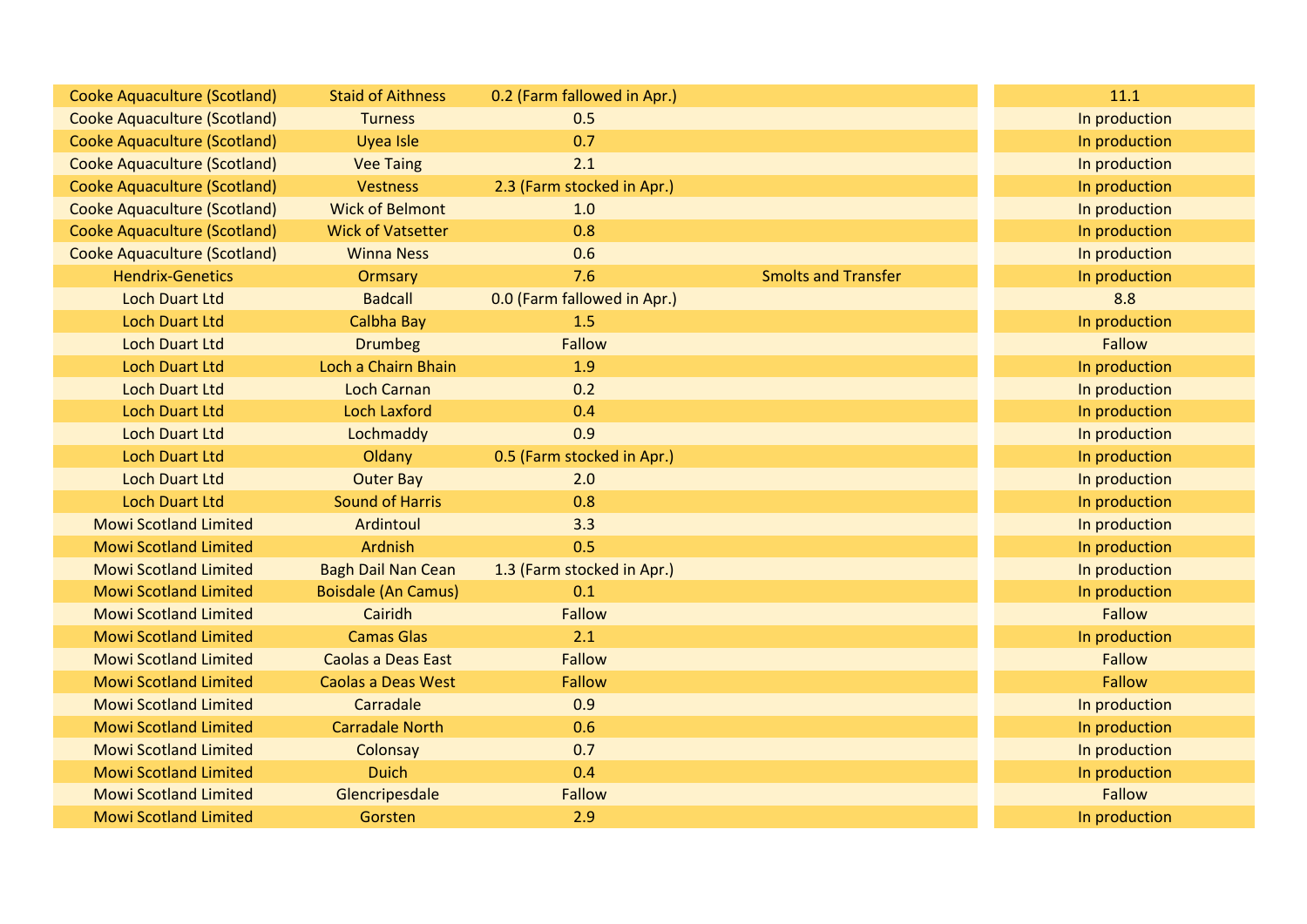| | | | | |
|---|---|---|---|---|
| Cooke Aquaculture (Scotland) | Staid of Aithness | 0.2 (Farm fallowed in Apr.) | | 11.1 |
| Cooke Aquaculture (Scotland) | Turness | 0.5 | | In production |
| Cooke Aquaculture (Scotland) | Uyea Isle | 0.7 | | In production |
| Cooke Aquaculture (Scotland) | Vee Taing | 2.1 | | In production |
| Cooke Aquaculture (Scotland) | Vestness | 2.3 (Farm stocked in Apr.) | | In production |
| Cooke Aquaculture (Scotland) | Wick of Belmont | 1.0 | | In production |
| Cooke Aquaculture (Scotland) | Wick of Vatsetter | 0.8 | | In production |
| Cooke Aquaculture (Scotland) | Winna Ness | 0.6 | | In production |
| Hendrix-Genetics | Ormsary | 7.6 | Smolts and Transfer | In production |
| Loch Duart Ltd | Badcall | 0.0 (Farm fallowed in Apr.) | | 8.8 |
| Loch Duart Ltd | Calbha Bay | 1.5 | | In production |
| Loch Duart Ltd | Drumbeg | Fallow | | Fallow |
| Loch Duart Ltd | Loch a Chairn Bhain | 1.9 | | In production |
| Loch Duart Ltd | Loch Carnan | 0.2 | | In production |
| Loch Duart Ltd | Loch Laxford | 0.4 | | In production |
| Loch Duart Ltd | Lochmaddy | 0.9 | | In production |
| Loch Duart Ltd | Oldany | 0.5 (Farm stocked in Apr.) | | In production |
| Loch Duart Ltd | Outer Bay | 2.0 | | In production |
| Loch Duart Ltd | Sound of Harris | 0.8 | | In production |
| Mowi Scotland Limited | Ardintoul | 3.3 | | In production |
| Mowi Scotland Limited | Ardnish | 0.5 | | In production |
| Mowi Scotland Limited | Bagh Dail Nan Cean | 1.3 (Farm stocked in Apr.) | | In production |
| Mowi Scotland Limited | Boisdale (An Camus) | 0.1 | | In production |
| Mowi Scotland Limited | Cairidh | Fallow | | Fallow |
| Mowi Scotland Limited | Camas Glas | 2.1 | | In production |
| Mowi Scotland Limited | Caolas a Deas East | Fallow | | Fallow |
| Mowi Scotland Limited | Caolas a Deas West | Fallow | | Fallow |
| Mowi Scotland Limited | Carradale | 0.9 | | In production |
| Mowi Scotland Limited | Carradale North | 0.6 | | In production |
| Mowi Scotland Limited | Colonsay | 0.7 | | In production |
| Mowi Scotland Limited | Duich | 0.4 | | In production |
| Mowi Scotland Limited | Glencripesdale | Fallow | | Fallow |
| Mowi Scotland Limited | Gorsten | 2.9 | | In production |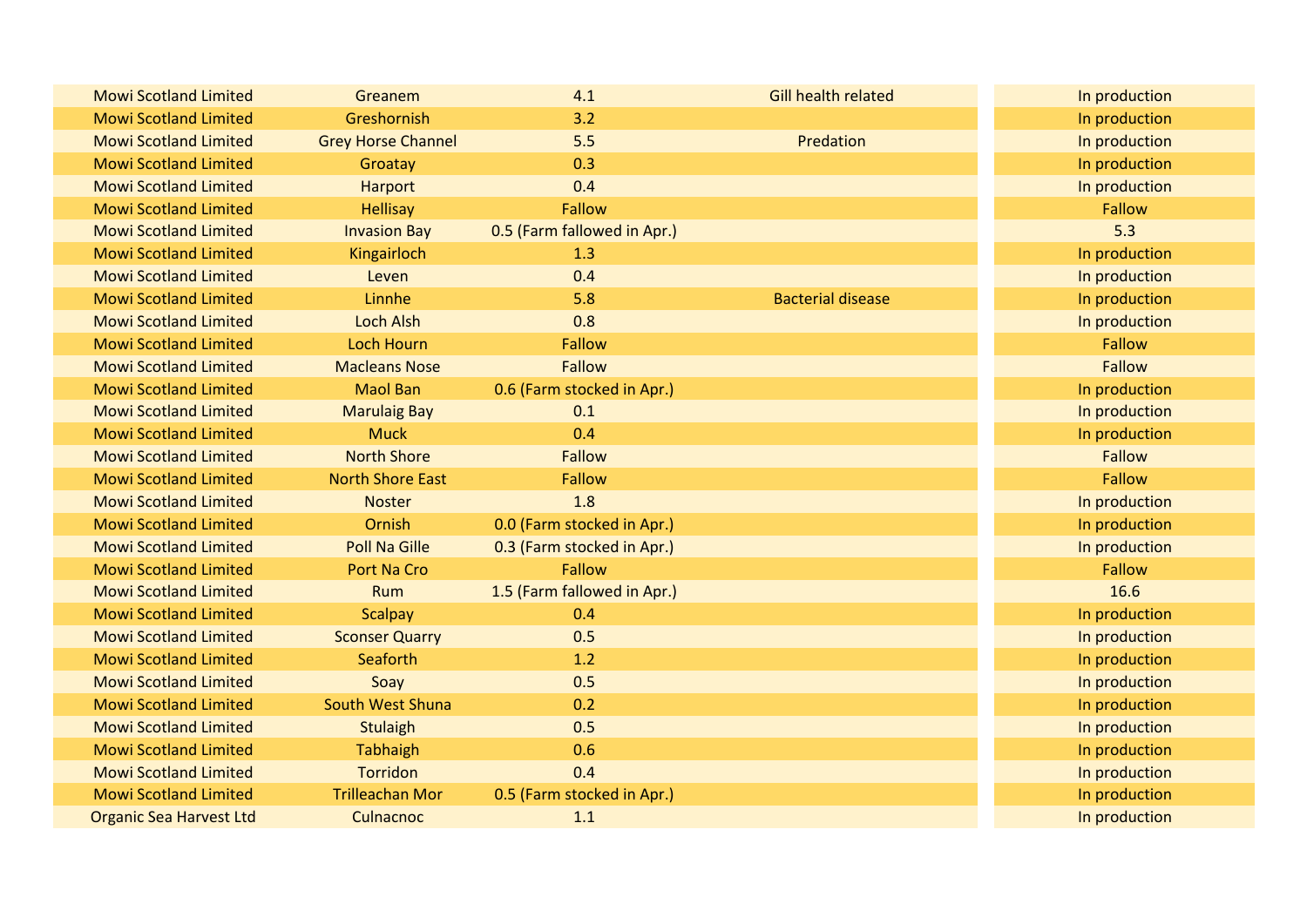| | | | | |
|---|---|---|---|---|
| Mowi Scotland Limited | Greanem | 4.1 | Gill health related | In production |
| Mowi Scotland Limited | Greshornish | 3.2 | | In production |
| Mowi Scotland Limited | Grey Horse Channel | 5.5 | Predation | In production |
| Mowi Scotland Limited | Groatay | 0.3 | | In production |
| Mowi Scotland Limited | Harport | 0.4 | | In production |
| Mowi Scotland Limited | Hellisay | Fallow | | Fallow |
| Mowi Scotland Limited | Invasion Bay | 0.5 (Farm fallowed in Apr.) | | 5.3 |
| Mowi Scotland Limited | Kingairloch | 1.3 | | In production |
| Mowi Scotland Limited | Leven | 0.4 | | In production |
| Mowi Scotland Limited | Linnhe | 5.8 | Bacterial disease | In production |
| Mowi Scotland Limited | Loch Alsh | 0.8 | | In production |
| Mowi Scotland Limited | Loch Hourn | Fallow | | Fallow |
| Mowi Scotland Limited | Macleans Nose | Fallow | | Fallow |
| Mowi Scotland Limited | Maol Ban | 0.6 (Farm stocked in Apr.) | | In production |
| Mowi Scotland Limited | Marulaig Bay | 0.1 | | In production |
| Mowi Scotland Limited | Muck | 0.4 | | In production |
| Mowi Scotland Limited | North Shore | Fallow | | Fallow |
| Mowi Scotland Limited | North Shore East | Fallow | | Fallow |
| Mowi Scotland Limited | Noster | 1.8 | | In production |
| Mowi Scotland Limited | Ornish | 0.0 (Farm stocked in Apr.) | | In production |
| Mowi Scotland Limited | Poll Na Gille | 0.3 (Farm stocked in Apr.) | | In production |
| Mowi Scotland Limited | Port Na Cro | Fallow | | Fallow |
| Mowi Scotland Limited | Rum | 1.5 (Farm fallowed in Apr.) | | 16.6 |
| Mowi Scotland Limited | Scalpay | 0.4 | | In production |
| Mowi Scotland Limited | Sconser Quarry | 0.5 | | In production |
| Mowi Scotland Limited | Seaforth | 1.2 | | In production |
| Mowi Scotland Limited | Soay | 0.5 | | In production |
| Mowi Scotland Limited | South West Shuna | 0.2 | | In production |
| Mowi Scotland Limited | Stulaigh | 0.5 | | In production |
| Mowi Scotland Limited | Tabhaigh | 0.6 | | In production |
| Mowi Scotland Limited | Torridon | 0.4 | | In production |
| Mowi Scotland Limited | Trilleachan Mor | 0.5 (Farm stocked in Apr.) | | In production |
| Organic Sea Harvest Ltd | Culnacnoc | 1.1 | | In production |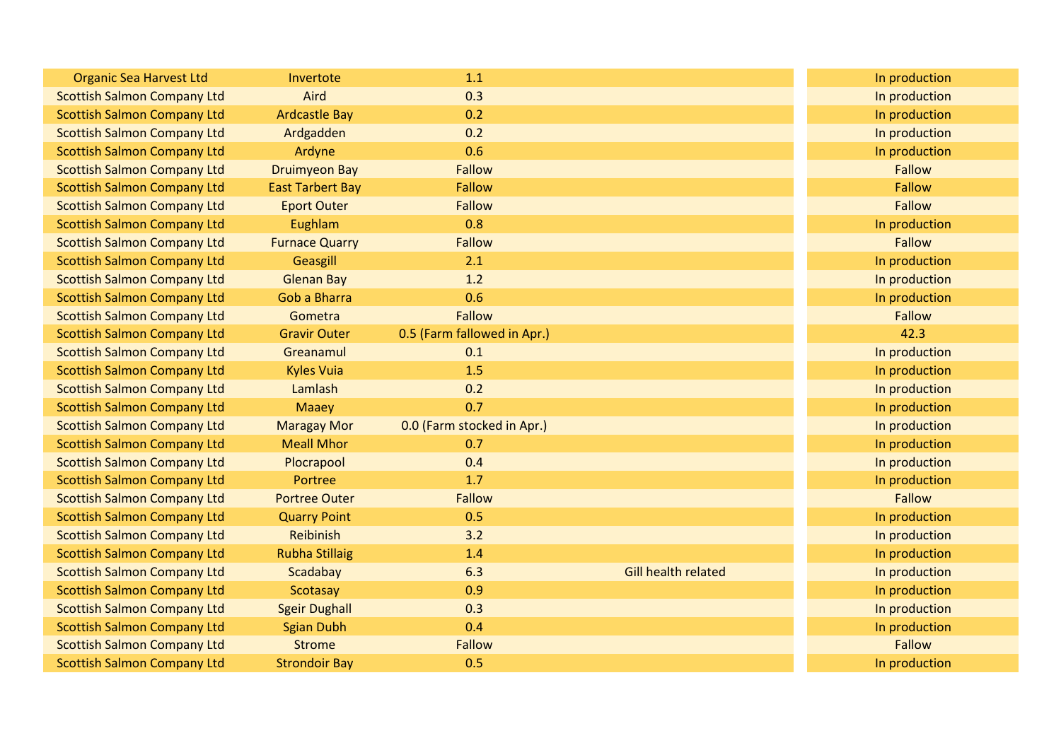| | | | | |
|---|---|---|---|---|
| Organic Sea Harvest Ltd | Invertote | 1.1 | | In production |
| Scottish Salmon Company Ltd | Aird | 0.3 | | In production |
| Scottish Salmon Company Ltd | Ardcastle Bay | 0.2 | | In production |
| Scottish Salmon Company Ltd | Ardgadden | 0.2 | | In production |
| Scottish Salmon Company Ltd | Ardyne | 0.6 | | In production |
| Scottish Salmon Company Ltd | Druimyeon Bay | Fallow | | Fallow |
| Scottish Salmon Company Ltd | East Tarbert Bay | Fallow | | Fallow |
| Scottish Salmon Company Ltd | Eport Outer | Fallow | | Fallow |
| Scottish Salmon Company Ltd | Eughlam | 0.8 | | In production |
| Scottish Salmon Company Ltd | Furnace Quarry | Fallow | | Fallow |
| Scottish Salmon Company Ltd | Geasgill | 2.1 | | In production |
| Scottish Salmon Company Ltd | Glenan Bay | 1.2 | | In production |
| Scottish Salmon Company Ltd | Gob a Bharra | 0.6 | | In production |
| Scottish Salmon Company Ltd | Gometra | Fallow | | Fallow |
| Scottish Salmon Company Ltd | Gravir Outer | 0.5 (Farm fallowed in Apr.) | | 42.3 |
| Scottish Salmon Company Ltd | Greanamul | 0.1 | | In production |
| Scottish Salmon Company Ltd | Kyles Vuia | 1.5 | | In production |
| Scottish Salmon Company Ltd | Lamlash | 0.2 | | In production |
| Scottish Salmon Company Ltd | Maaey | 0.7 | | In production |
| Scottish Salmon Company Ltd | Maragay Mor | 0.0 (Farm stocked in Apr.) | | In production |
| Scottish Salmon Company Ltd | Meall Mhor | 0.7 | | In production |
| Scottish Salmon Company Ltd | Plocrapool | 0.4 | | In production |
| Scottish Salmon Company Ltd | Portree | 1.7 | | In production |
| Scottish Salmon Company Ltd | Portree Outer | Fallow | | Fallow |
| Scottish Salmon Company Ltd | Quarry Point | 0.5 | | In production |
| Scottish Salmon Company Ltd | Reibinish | 3.2 | | In production |
| Scottish Salmon Company Ltd | Rubha Stillaig | 1.4 | | In production |
| Scottish Salmon Company Ltd | Scadabay | 6.3 | Gill health related | In production |
| Scottish Salmon Company Ltd | Scotasay | 0.9 | | In production |
| Scottish Salmon Company Ltd | Sgeir Dughall | 0.3 | | In production |
| Scottish Salmon Company Ltd | Sgian Dubh | 0.4 | | In production |
| Scottish Salmon Company Ltd | Strome | Fallow | | Fallow |
| Scottish Salmon Company Ltd | Strondoir Bay | 0.5 | | In production |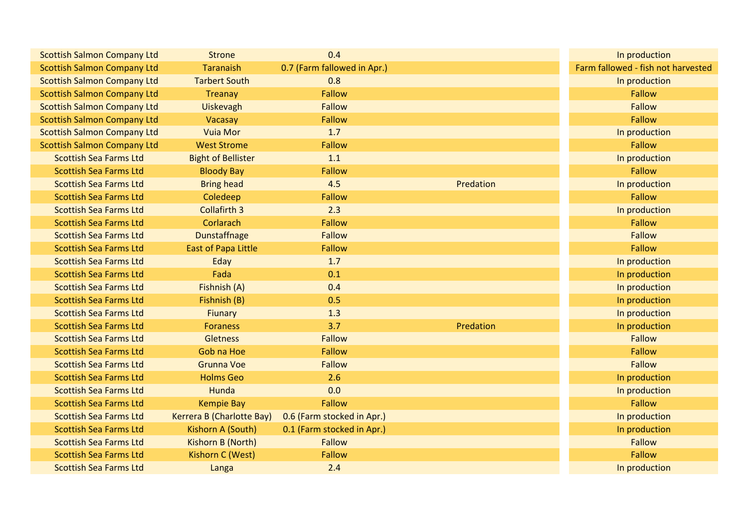| | | | | |
|---|---|---|---|---|
| Scottish Salmon Company Ltd | Strone | 0.4 | | In production |
| Scottish Salmon Company Ltd | Taranaish | 0.7 (Farm fallowed in Apr.) | | Farm fallowed - fish not harvested |
| Scottish Salmon Company Ltd | Tarbert South | 0.8 | | In production |
| Scottish Salmon Company Ltd | Treanay | Fallow | | Fallow |
| Scottish Salmon Company Ltd | Uiskevagh | Fallow | | Fallow |
| Scottish Salmon Company Ltd | Vacasay | Fallow | | Fallow |
| Scottish Salmon Company Ltd | Vuia Mor | 1.7 | | In production |
| Scottish Salmon Company Ltd | West Strome | Fallow | | Fallow |
| Scottish Sea Farms Ltd | Bight of Bellister | 1.1 | | In production |
| Scottish Sea Farms Ltd | Bloody Bay | Fallow | | Fallow |
| Scottish Sea Farms Ltd | Bring head | 4.5 | Predation | In production |
| Scottish Sea Farms Ltd | Coledeep | Fallow | | Fallow |
| Scottish Sea Farms Ltd | Collafirth 3 | 2.3 | | In production |
| Scottish Sea Farms Ltd | Corlarach | Fallow | | Fallow |
| Scottish Sea Farms Ltd | Dunstaffnage | Fallow | | Fallow |
| Scottish Sea Farms Ltd | East of Papa Little | Fallow | | Fallow |
| Scottish Sea Farms Ltd | Eday | 1.7 | | In production |
| Scottish Sea Farms Ltd | Fada | 0.1 | | In production |
| Scottish Sea Farms Ltd | Fishnish (A) | 0.4 | | In production |
| Scottish Sea Farms Ltd | Fishnish (B) | 0.5 | | In production |
| Scottish Sea Farms Ltd | Fiunary | 1.3 | | In production |
| Scottish Sea Farms Ltd | Foraness | 3.7 | Predation | In production |
| Scottish Sea Farms Ltd | Gletness | Fallow | | Fallow |
| Scottish Sea Farms Ltd | Gob na Hoe | Fallow | | Fallow |
| Scottish Sea Farms Ltd | Grunna Voe | Fallow | | Fallow |
| Scottish Sea Farms Ltd | Holms Geo | 2.6 | | In production |
| Scottish Sea Farms Ltd | Hunda | 0.0 | | In production |
| Scottish Sea Farms Ltd | Kempie Bay | Fallow | | Fallow |
| Scottish Sea Farms Ltd | Kerrera B (Charlotte Bay) | 0.6 (Farm stocked in Apr.) | | In production |
| Scottish Sea Farms Ltd | Kishorn A (South) | 0.1 (Farm stocked in Apr.) | | In production |
| Scottish Sea Farms Ltd | Kishorn B (North) | Fallow | | Fallow |
| Scottish Sea Farms Ltd | Kishorn C (West) | Fallow | | Fallow |
| Scottish Sea Farms Ltd | Langa | 2.4 | | In production |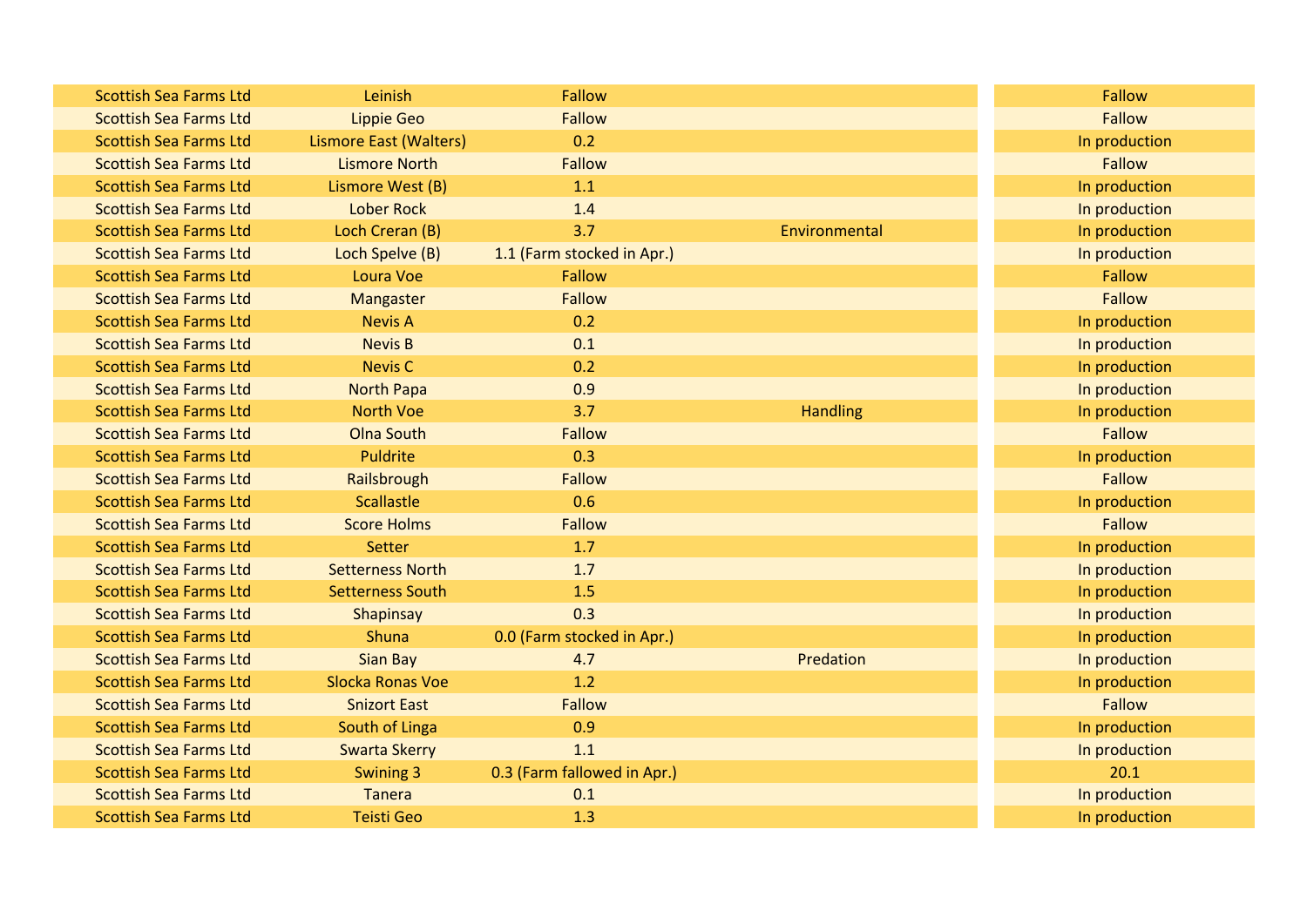| | | | | |
|---|---|---|---|---|
| Scottish Sea Farms Ltd | Leinish | Fallow | | Fallow |
| Scottish Sea Farms Ltd | Lippie Geo | Fallow | | Fallow |
| Scottish Sea Farms Ltd | Lismore East (Walters) | 0.2 | | In production |
| Scottish Sea Farms Ltd | Lismore North | Fallow | | Fallow |
| Scottish Sea Farms Ltd | Lismore West (B) | 1.1 | | In production |
| Scottish Sea Farms Ltd | Lober Rock | 1.4 | | In production |
| Scottish Sea Farms Ltd | Loch Creran (B) | 3.7 | Environmental | In production |
| Scottish Sea Farms Ltd | Loch Spelve (B) | 1.1 (Farm stocked in Apr.) | | In production |
| Scottish Sea Farms Ltd | Loura Voe | Fallow | | Fallow |
| Scottish Sea Farms Ltd | Mangaster | Fallow | | Fallow |
| Scottish Sea Farms Ltd | Nevis A | 0.2 | | In production |
| Scottish Sea Farms Ltd | Nevis B | 0.1 | | In production |
| Scottish Sea Farms Ltd | Nevis C | 0.2 | | In production |
| Scottish Sea Farms Ltd | North Papa | 0.9 | | In production |
| Scottish Sea Farms Ltd | North Voe | 3.7 | Handling | In production |
| Scottish Sea Farms Ltd | Olna South | Fallow | | Fallow |
| Scottish Sea Farms Ltd | Puldrite | 0.3 | | In production |
| Scottish Sea Farms Ltd | Railsbrough | Fallow | | Fallow |
| Scottish Sea Farms Ltd | Scallastle | 0.6 | | In production |
| Scottish Sea Farms Ltd | Score Holms | Fallow | | Fallow |
| Scottish Sea Farms Ltd | Setter | 1.7 | | In production |
| Scottish Sea Farms Ltd | Setterness North | 1.7 | | In production |
| Scottish Sea Farms Ltd | Setterness South | 1.5 | | In production |
| Scottish Sea Farms Ltd | Shapinsay | 0.3 | | In production |
| Scottish Sea Farms Ltd | Shuna | 0.0 (Farm stocked in Apr.) | | In production |
| Scottish Sea Farms Ltd | Sian Bay | 4.7 | Predation | In production |
| Scottish Sea Farms Ltd | Slocka Ronas Voe | 1.2 | | In production |
| Scottish Sea Farms Ltd | Snizort East | Fallow | | Fallow |
| Scottish Sea Farms Ltd | South of Linga | 0.9 | | In production |
| Scottish Sea Farms Ltd | Swarta Skerry | 1.1 | | In production |
| Scottish Sea Farms Ltd | Swining 3 | 0.3 (Farm fallowed in Apr.) | | 20.1 |
| Scottish Sea Farms Ltd | Tanera | 0.1 | | In production |
| Scottish Sea Farms Ltd | Teisti Geo | 1.3 | | In production |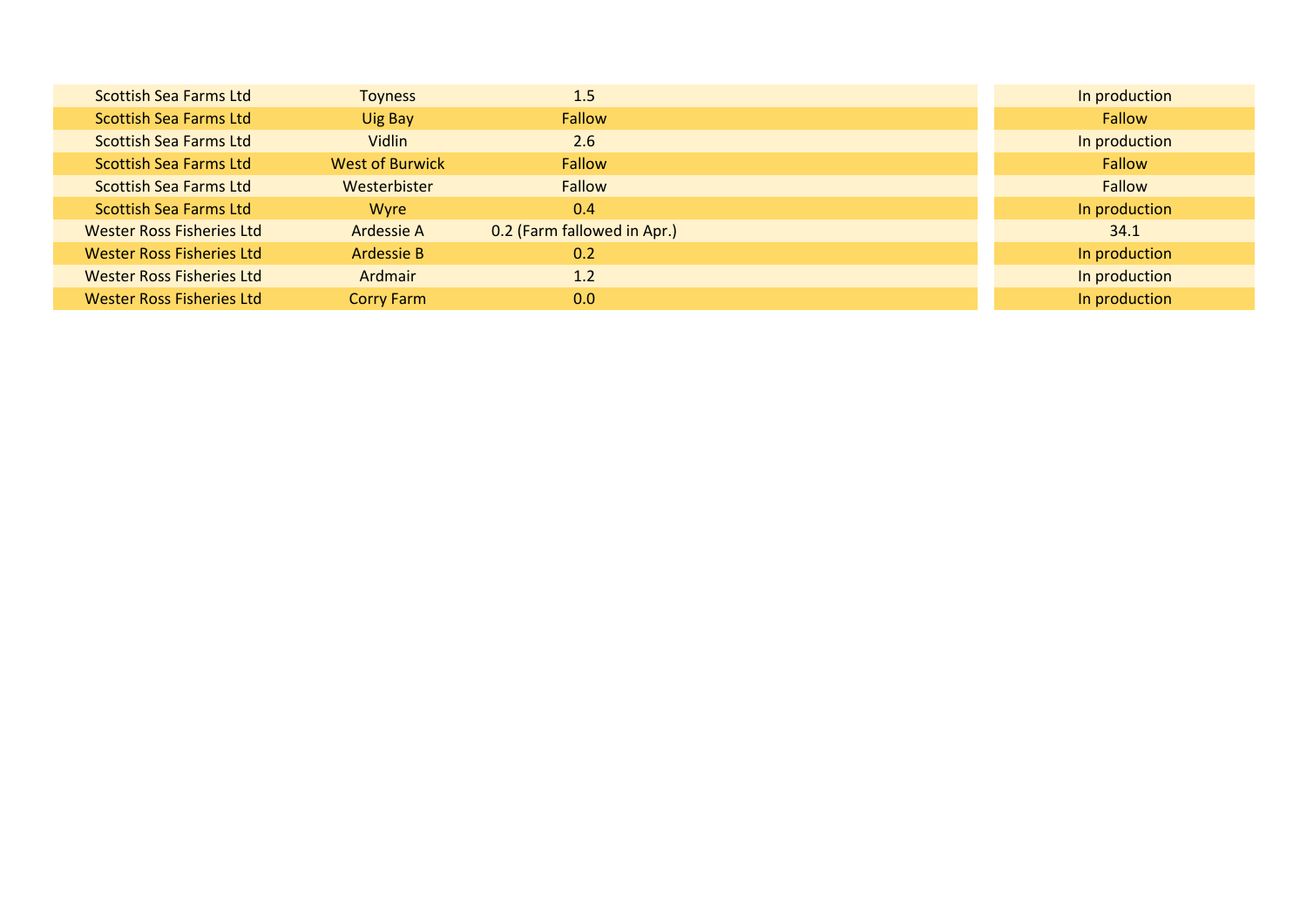| | | | |
|---|---|---|---|
| Scottish Sea Farms Ltd | Toyness | 1.5 | In production |
| Scottish Sea Farms Ltd | Uig Bay | Fallow | Fallow |
| Scottish Sea Farms Ltd | Vidlin | 2.6 | In production |
| Scottish Sea Farms Ltd | West of Burwick | Fallow | Fallow |
| Scottish Sea Farms Ltd | Westerbister | Fallow | Fallow |
| Scottish Sea Farms Ltd | Wyre | 0.4 | In production |
| Wester Ross Fisheries Ltd | Ardessie A | 0.2 (Farm fallowed in Apr.) | 34.1 |
| Wester Ross Fisheries Ltd | Ardessie B | 0.2 | In production |
| Wester Ross Fisheries Ltd | Ardmair | 1.2 | In production |
| Wester Ross Fisheries Ltd | Corry Farm | 0.0 | In production |